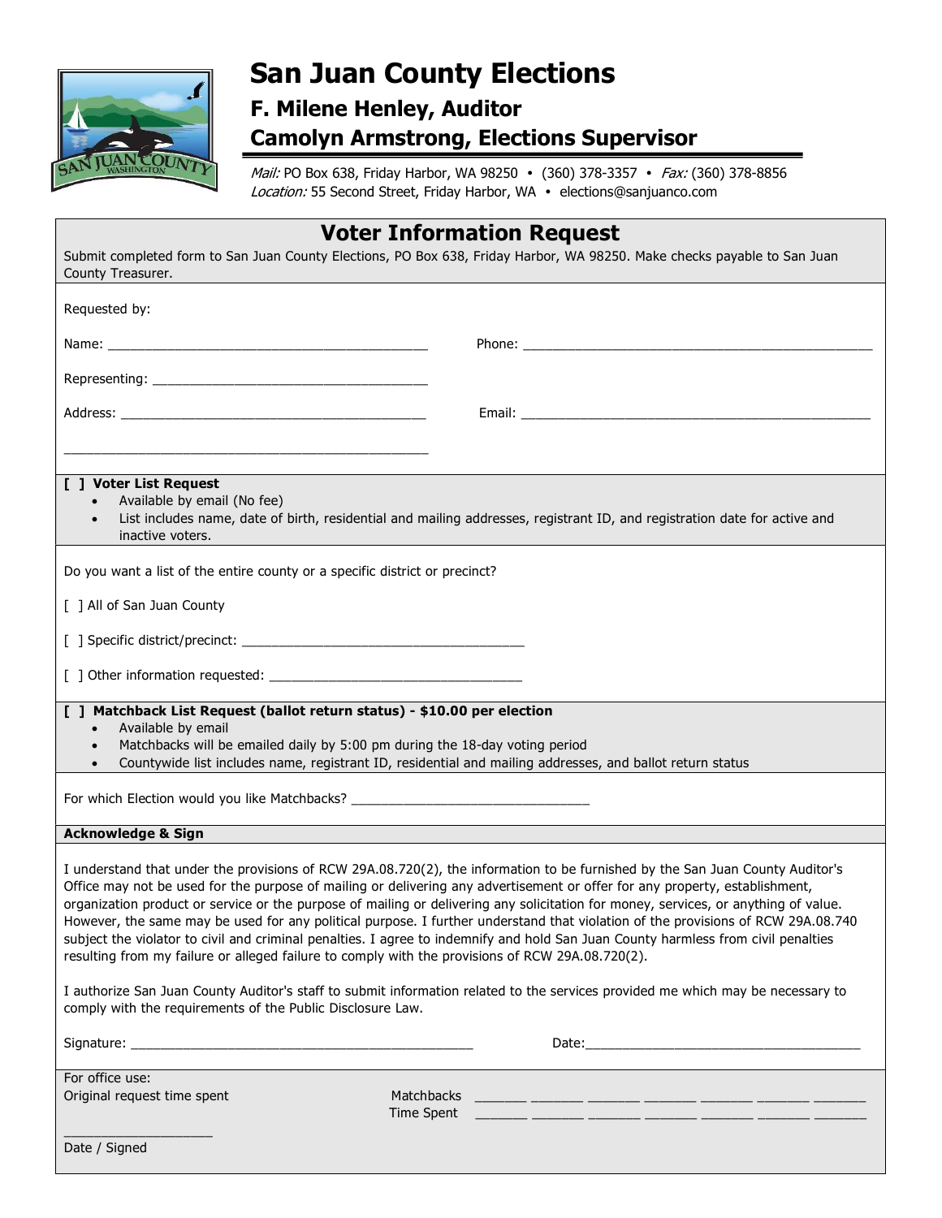# San Juan County Elections

## F. Milene Henley, Auditor

## Camolyn Armstrong, Elections Supervisor

*Mail:* PO Box 638, Friday Harbor, WA 98250 • (360) 378-3357 • *Fax:* (360) 378-8856
*Location:* 55 Second Street, Friday Harbor, WA • elections@sanjuanco.com

## Voter Information Request

Submit completed form to San Juan County Elections, PO Box 638, Friday Harbor, WA 98250. Make checks payable to San Juan County Treasurer.

Requested by:

Name: ______________________________________________ Phone: ______________________________________________

Representing: ______________________________________

Address: ____________________________________________ Email: ______________________________________________

____________________________________________________

**[ ] Voter List Request**

- Available by email (No fee)
- List includes name, date of birth, residential and mailing addresses, registrant ID, and registration date for active and inactive voters.

Do you want a list of the entire county or a specific district or precinct?

[ ] All of San Juan County

[ ] Specific district/precinct: ______________________________________

[ ] Other information requested: __________________________________

**[ ] Matchback List Request (ballot return status) - $10.00 per election**

- Available by email
- Matchbacks will be emailed daily by 5:00 pm during the 18-day voting period
- Countywide list includes name, registrant ID, residential and mailing addresses, and ballot return status

For which Election would you like Matchbacks? ________________________________

**Acknowledge & Sign**

I understand that under the provisions of RCW 29A.08.720(2), the information to be furnished by the San Juan County Auditor's Office may not be used for the purpose of mailing or delivering any advertisement or offer for any property, establishment, organization product or service or the purpose of mailing or delivering any solicitation for money, services, or anything of value. However, the same may be used for any political purpose. I further understand that violation of the provisions of RCW 29A.08.740 subject the violator to civil and criminal penalties. I agree to indemnify and hold San Juan County harmless from civil penalties resulting from my failure or alleged failure to comply with the provisions of RCW 29A.08.720(2).

I authorize San Juan County Auditor's staff to submit information related to the services provided me which may be necessary to comply with the requirements of the Public Disclosure Law.

Signature: ______________________________________________ Date: ______________________________________

For office use:
Original request time spent

Matchbacks Time Spent _______ _______ _______ _______ _______ _______ _______
_______ _______ _______ _______ _______ _______ _______

____________________
Date / Signed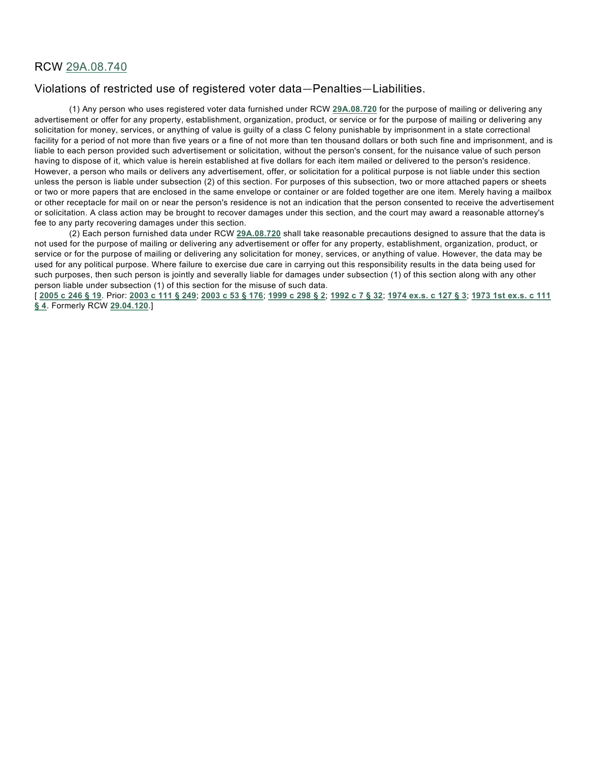## RCW 29A.08.740

### Violations of restricted use of registered voter data—Penalties—Liabilities.

(1) Any person who uses registered voter data furnished under RCW **29A.08.720** for the purpose of mailing or delivering any advertisement or offer for any property, establishment, organization, product, or service or for the purpose of mailing or delivering any solicitation for money, services, or anything of value is guilty of a class C felony punishable by imprisonment in a state correctional facility for a period of not more than five years or a fine of not more than ten thousand dollars or both such fine and imprisonment, and is liable to each person provided such advertisement or solicitation, without the person's consent, for the nuisance value of such person having to dispose of it, which value is herein established at five dollars for each item mailed or delivered to the person's residence. However, a person who mails or delivers any advertisement, offer, or solicitation for a political purpose is not liable under this section unless the person is liable under subsection (2) of this section. For purposes of this subsection, two or more attached papers or sheets or two or more papers that are enclosed in the same envelope or container or are folded together are one item. Merely having a mailbox or other receptacle for mail on or near the person's residence is not an indication that the person consented to receive the advertisement or solicitation. A class action may be brought to recover damages under this section, and the court may award a reasonable attorney's fee to any party recovering damages under this section.

(2) Each person furnished data under RCW **29A.08.720** shall take reasonable precautions designed to assure that the data is not used for the purpose of mailing or delivering any advertisement or offer for any property, establishment, organization, product, or service or for the purpose of mailing or delivering any solicitation for money, services, or anything of value. However, the data may be used for any political purpose. Where failure to exercise due care in carrying out this responsibility results in the data being used for such purposes, then such person is jointly and severally liable for damages under subsection (1) of this section along with any other person liable under subsection (1) of this section for the misuse of such data.

[ **2005 c 246 § 19**. Prior: **2003 c 111 § 249**; **2003 c 53 § 176**; **1999 c 298 § 2**; **1992 c 7 § 32**; **1974 ex.s. c 127 § 3**; **1973 1st ex.s. c 111 § 4**. Formerly RCW **29.04.120**.]